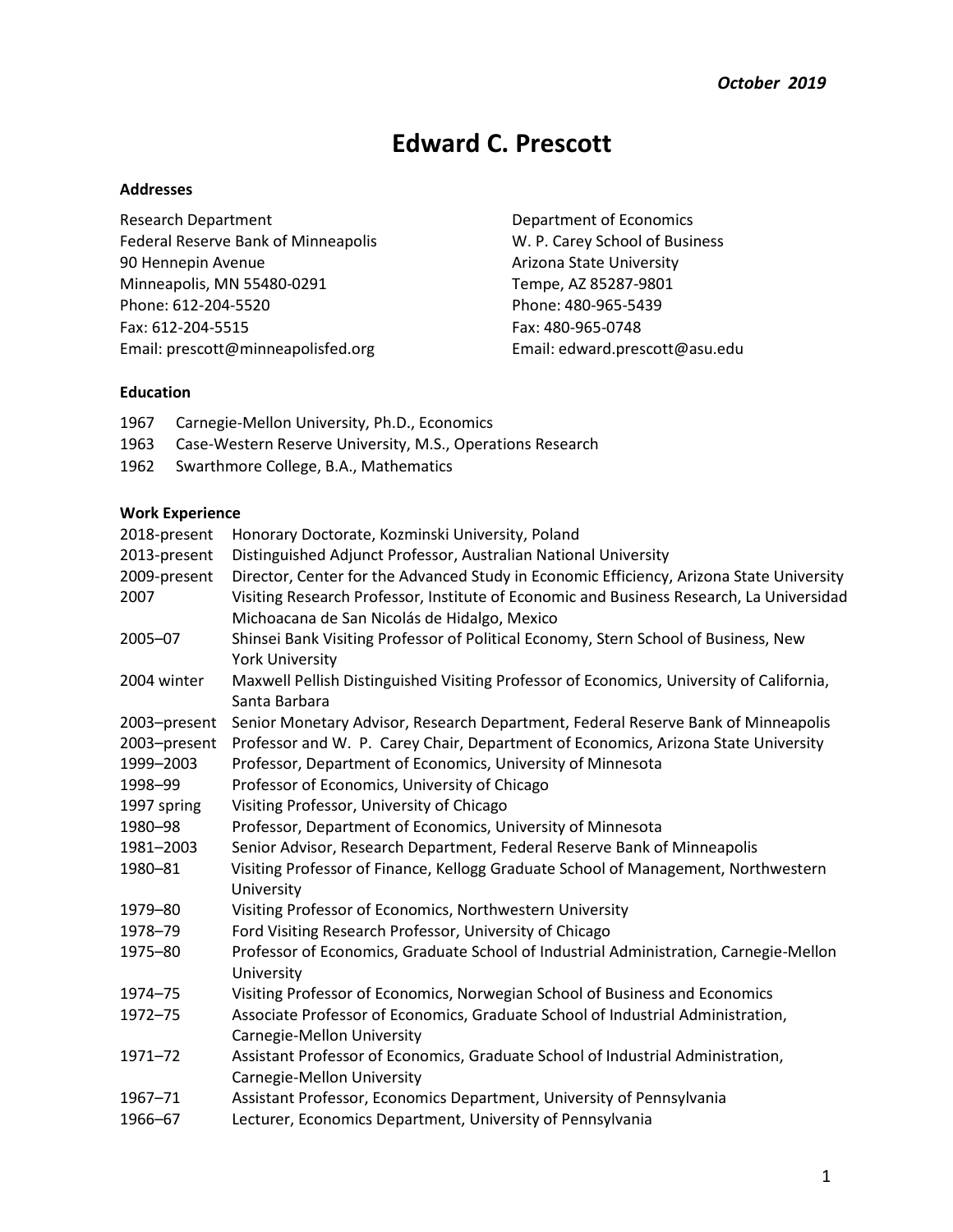*October 2019*

# Edward C. Prescott

## Addresses

Research Department
Federal Reserve Bank of Minneapolis
90 Hennepin Avenue
Minneapolis, MN 55480-0291
Phone: 612-204-5520
Fax: 612-204-5515
Email: prescott@minneapolisfed.org

Department of Economics
W. P. Carey School of Business
Arizona State University
Tempe, AZ 85287-9801
Phone: 480-965-5439
Fax: 480-965-0748
Email: edward.prescott@asu.edu

## Education

1967 Carnegie-Mellon University, Ph.D., Economics
1963 Case-Western Reserve University, M.S., Operations Research
1962 Swarthmore College, B.A., Mathematics

## Work Experience

| | |
|---|---|
| 2018-present | Honorary Doctorate, Kozminski University, Poland |
| 2013-present | Distinguished Adjunct Professor, Australian National University |
| 2009-present | Director, Center for the Advanced Study in Economic Efficiency, Arizona State University |
| 2007 | Visiting Research Professor, Institute of Economic and Business Research, La Universidad Michoacana de San Nicolás de Hidalgo, Mexico |
| 2005–07 | Shinsei Bank Visiting Professor of Political Economy, Stern School of Business, New York University |
| 2004 winter | Maxwell Pellish Distinguished Visiting Professor of Economics, University of California, Santa Barbara |
| 2003–present | Senior Monetary Advisor, Research Department, Federal Reserve Bank of Minneapolis |
| 2003–present | Professor and W. P. Carey Chair, Department of Economics, Arizona State University |
| 1999–2003 | Professor, Department of Economics, University of Minnesota |
| 1998–99 | Professor of Economics, University of Chicago |
| 1997 spring | Visiting Professor, University of Chicago |
| 1980–98 | Professor, Department of Economics, University of Minnesota |
| 1981–2003 | Senior Advisor, Research Department, Federal Reserve Bank of Minneapolis |
| 1980–81 | Visiting Professor of Finance, Kellogg Graduate School of Management, Northwestern University |
| 1979–80 | Visiting Professor of Economics, Northwestern University |
| 1978–79 | Ford Visiting Research Professor, University of Chicago |
| 1975–80 | Professor of Economics, Graduate School of Industrial Administration, Carnegie-Mellon University |
| 1974–75 | Visiting Professor of Economics, Norwegian School of Business and Economics |
| 1972–75 | Associate Professor of Economics, Graduate School of Industrial Administration, Carnegie-Mellon University |
| 1971–72 | Assistant Professor of Economics, Graduate School of Industrial Administration, Carnegie-Mellon University |
| 1967–71 | Assistant Professor, Economics Department, University of Pennsylvania |
| 1966–67 | Lecturer, Economics Department, University of Pennsylvania |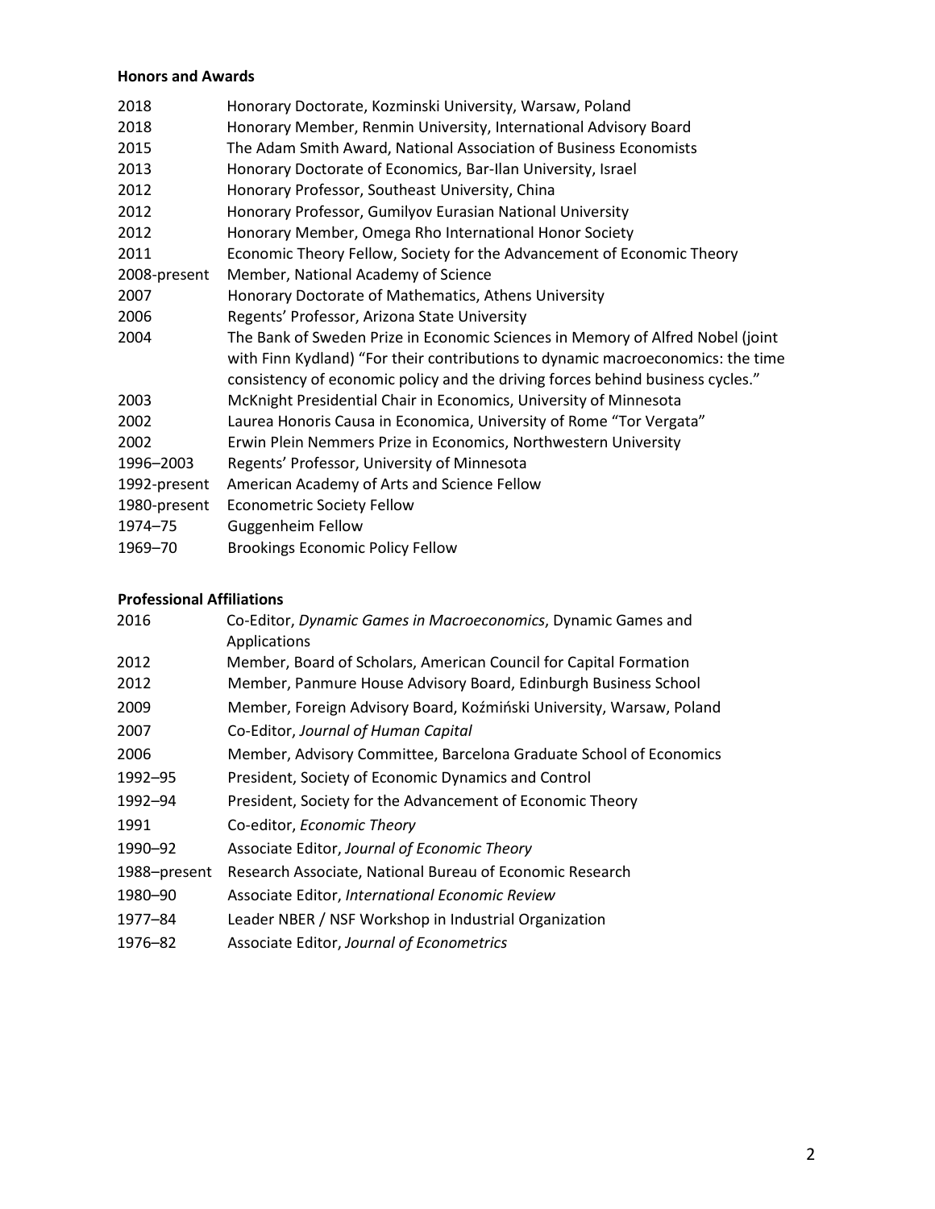**Honors and Awards**

| | |
|---|---|
| 2018 | Honorary Doctorate, Kozminski University, Warsaw, Poland |
| 2018 | Honorary Member, Renmin University, International Advisory Board |
| 2015 | The Adam Smith Award, National Association of Business Economists |
| 2013 | Honorary Doctorate of Economics, Bar-Ilan University, Israel |
| 2012 | Honorary Professor, Southeast University, China |
| 2012 | Honorary Professor, Gumilyov Eurasian National University |
| 2012 | Honorary Member, Omega Rho International Honor Society |
| 2011 | Economic Theory Fellow, Society for the Advancement of Economic Theory |
| 2008-present | Member, National Academy of Science |
| 2007 | Honorary Doctorate of Mathematics, Athens University |
| 2006 | Regents' Professor, Arizona State University |
| 2004 | The Bank of Sweden Prize in Economic Sciences in Memory of Alfred Nobel (joint with Finn Kydland) "For their contributions to dynamic macroeconomics: the time consistency of economic policy and the driving forces behind business cycles." |
| 2003 | McKnight Presidential Chair in Economics, University of Minnesota |
| 2002 | Laurea Honoris Causa in Economica, University of Rome "Tor Vergata" |
| 2002 | Erwin Plein Nemmers Prize in Economics, Northwestern University |
| 1996–2003 | Regents' Professor, University of Minnesota |
| 1992-present | American Academy of Arts and Science Fellow |
| 1980-present | Econometric Society Fellow |
| 1974–75 | Guggenheim Fellow |
| 1969–70 | Brookings Economic Policy Fellow |

**Professional Affiliations**

| | |
|---|---|
| 2016 | Co-Editor, *Dynamic Games in Macroeconomics*, Dynamic Games and Applications |
| 2012 | Member, Board of Scholars, American Council for Capital Formation |
| 2012 | Member, Panmure House Advisory Board, Edinburgh Business School |
| 2009 | Member, Foreign Advisory Board, Koźmiński University, Warsaw, Poland |
| 2007 | Co-Editor, *Journal of Human Capital* |
| 2006 | Member, Advisory Committee, Barcelona Graduate School of Economics |
| 1992–95 | President, Society of Economic Dynamics and Control |
| 1992–94 | President, Society for the Advancement of Economic Theory |
| 1991 | Co-editor, *Economic Theory* |
| 1990–92 | Associate Editor, *Journal of Economic Theory* |
| 1988–present | Research Associate, National Bureau of Economic Research |
| 1980–90 | Associate Editor, *International Economic Review* |
| 1977–84 | Leader NBER / NSF Workshop in Industrial Organization |
| 1976–82 | Associate Editor, *Journal of Econometrics* |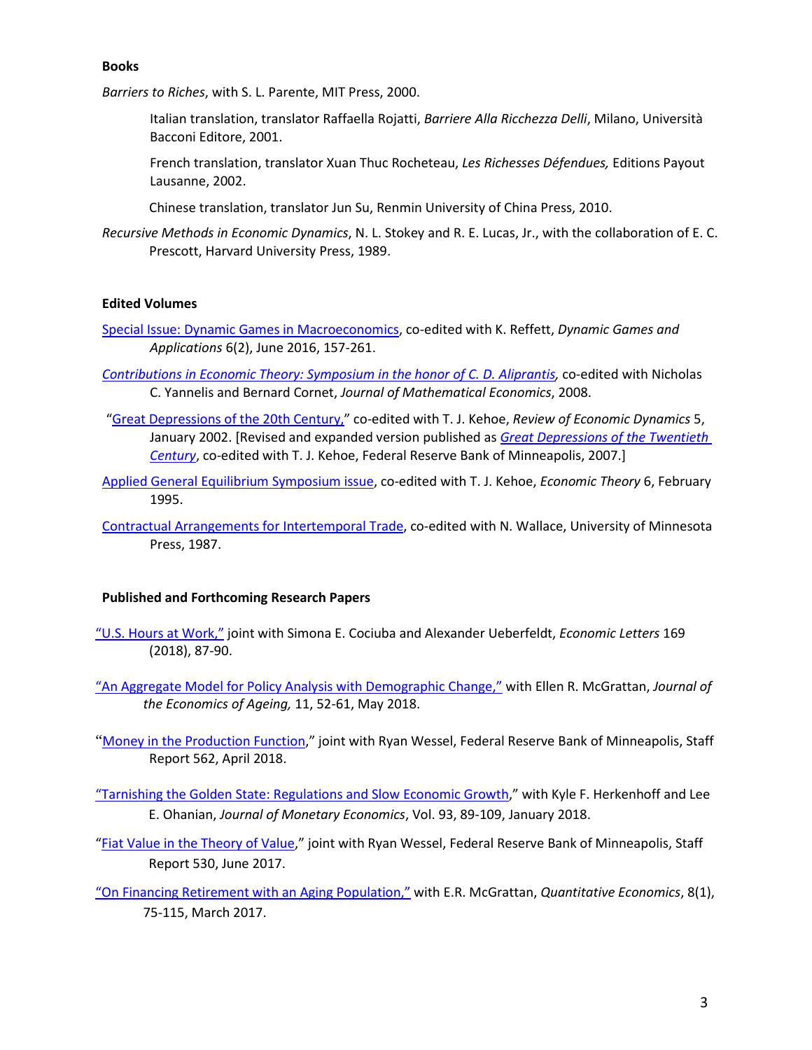**Books**

*Barriers to Riches*, with S. L. Parente, MIT Press, 2000.

Italian translation, translator Raffaella Rojatti, *Barriere Alla Ricchezza Delli*, Milano, Università Bacconi Editore, 2001.

French translation, translator Xuan Thuc Rocheteau, *Les Richesses Défendues,* Editions Payout Lausanne, 2002.

Chinese translation, translator Jun Su, Renmin University of China Press, 2010.

*Recursive Methods in Economic Dynamics*, N. L. Stokey and R. E. Lucas, Jr., with the collaboration of E. C. Prescott, Harvard University Press, 1989.

**Edited Volumes**

Special Issue: Dynamic Games in Macroeconomics, co-edited with K. Reffett, *Dynamic Games and Applications* 6(2), June 2016, 157-261.

*Contributions in Economic Theory: Symposium in the honor of C. D. Aliprantis,* co-edited with Nicholas C. Yannelis and Bernard Cornet, *Journal of Mathematical Economics*, 2008.

"Great Depressions of the 20th Century," co-edited with T. J. Kehoe, *Review of Economic Dynamics* 5, January 2002. [Revised and expanded version published as *Great Depressions of the Twentieth Century*, co-edited with T. J. Kehoe, Federal Reserve Bank of Minneapolis, 2007.]

Applied General Equilibrium Symposium issue, co-edited with T. J. Kehoe, *Economic Theory* 6, February 1995.

Contractual Arrangements for Intertemporal Trade, co-edited with N. Wallace, University of Minnesota Press, 1987.

**Published and Forthcoming Research Papers**

"U.S. Hours at Work," joint with Simona E. Cociuba and Alexander Ueberfeldt, *Economic Letters* 169 (2018), 87-90.

"An Aggregate Model for Policy Analysis with Demographic Change," with Ellen R. McGrattan, *Journal of the Economics of Ageing,* 11, 52-61, May 2018.

"Money in the Production Function," joint with Ryan Wessel, Federal Reserve Bank of Minneapolis, Staff Report 562, April 2018.

"Tarnishing the Golden State: Regulations and Slow Economic Growth," with Kyle F. Herkenhoff and Lee E. Ohanian, *Journal of Monetary Economics*, Vol. 93, 89-109, January 2018.

"Fiat Value in the Theory of Value," joint with Ryan Wessel, Federal Reserve Bank of Minneapolis, Staff Report 530, June 2017.

"On Financing Retirement with an Aging Population," with E.R. McGrattan, *Quantitative Economics*, 8(1), 75-115, March 2017.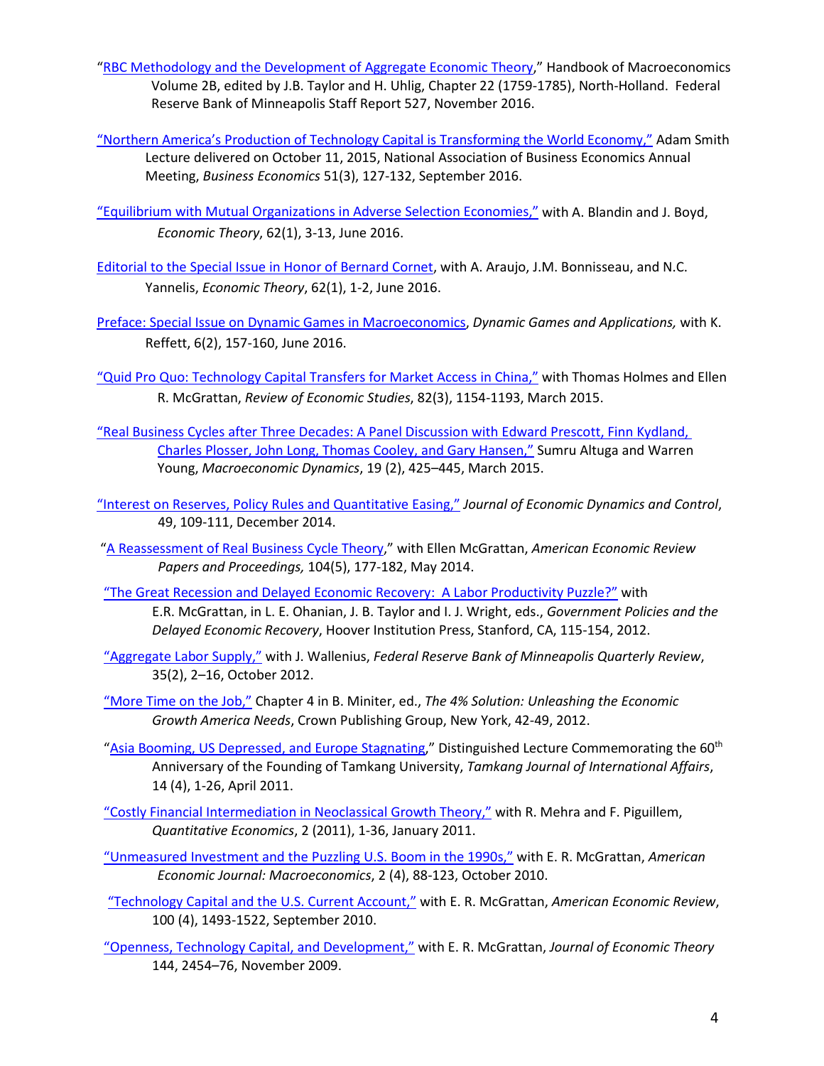"RBC Methodology and the Development of Aggregate Economic Theory," Handbook of Macroeconomics Volume 2B, edited by J.B. Taylor and H. Uhlig, Chapter 22 (1759-1785), North-Holland. Federal Reserve Bank of Minneapolis Staff Report 527, November 2016.

"Northern America's Production of Technology Capital is Transforming the World Economy," Adam Smith Lecture delivered on October 11, 2015, National Association of Business Economics Annual Meeting, *Business Economics* 51(3), 127-132, September 2016.

"Equilibrium with Mutual Organizations in Adverse Selection Economies," with A. Blandin and J. Boyd, *Economic Theory*, 62(1), 3-13, June 2016.

Editorial to the Special Issue in Honor of Bernard Cornet, with A. Araujo, J.M. Bonnisseau, and N.C. Yannelis, *Economic Theory*, 62(1), 1-2, June 2016.

Preface: Special Issue on Dynamic Games in Macroeconomics, *Dynamic Games and Applications,* with K. Reffett, 6(2), 157-160, June 2016.

"Quid Pro Quo: Technology Capital Transfers for Market Access in China," with Thomas Holmes and Ellen R. McGrattan, *Review of Economic Studies*, 82(3), 1154-1193, March 2015.

"Real Business Cycles after Three Decades: A Panel Discussion with Edward Prescott, Finn Kydland, Charles Plosser, John Long, Thomas Cooley, and Gary Hansen," Sumru Altuga and Warren Young, *Macroeconomic Dynamics*, 19 (2), 425–445, March 2015.

"Interest on Reserves, Policy Rules and Quantitative Easing," *Journal of Economic Dynamics and Control*, 49, 109-111, December 2014.

"A Reassessment of Real Business Cycle Theory," with Ellen McGrattan, *American Economic Review Papers and Proceedings,* 104(5), 177-182, May 2014.

"The Great Recession and Delayed Economic Recovery: A Labor Productivity Puzzle?" with E.R. McGrattan, in L. E. Ohanian, J. B. Taylor and I. J. Wright, eds., *Government Policies and the Delayed Economic Recovery*, Hoover Institution Press, Stanford, CA, 115-154, 2012.

"Aggregate Labor Supply," with J. Wallenius, *Federal Reserve Bank of Minneapolis Quarterly Review*, 35(2), 2–16, October 2012.

"More Time on the Job," Chapter 4 in B. Miniter, ed., *The 4% Solution: Unleashing the Economic Growth America Needs*, Crown Publishing Group, New York, 42-49, 2012.

"Asia Booming, US Depressed, and Europe Stagnating," Distinguished Lecture Commemorating the 60th Anniversary of the Founding of Tamkang University, *Tamkang Journal of International Affairs*, 14 (4), 1-26, April 2011.

"Costly Financial Intermediation in Neoclassical Growth Theory," with R. Mehra and F. Piguillem, *Quantitative Economics*, 2 (2011), 1-36, January 2011.

"Unmeasured Investment and the Puzzling U.S. Boom in the 1990s," with E. R. McGrattan, *American Economic Journal: Macroeconomics*, 2 (4), 88-123, October 2010.

"Technology Capital and the U.S. Current Account," with E. R. McGrattan, *American Economic Review*, 100 (4), 1493-1522, September 2010.

"Openness, Technology Capital, and Development," with E. R. McGrattan, *Journal of Economic Theory* 144, 2454–76, November 2009.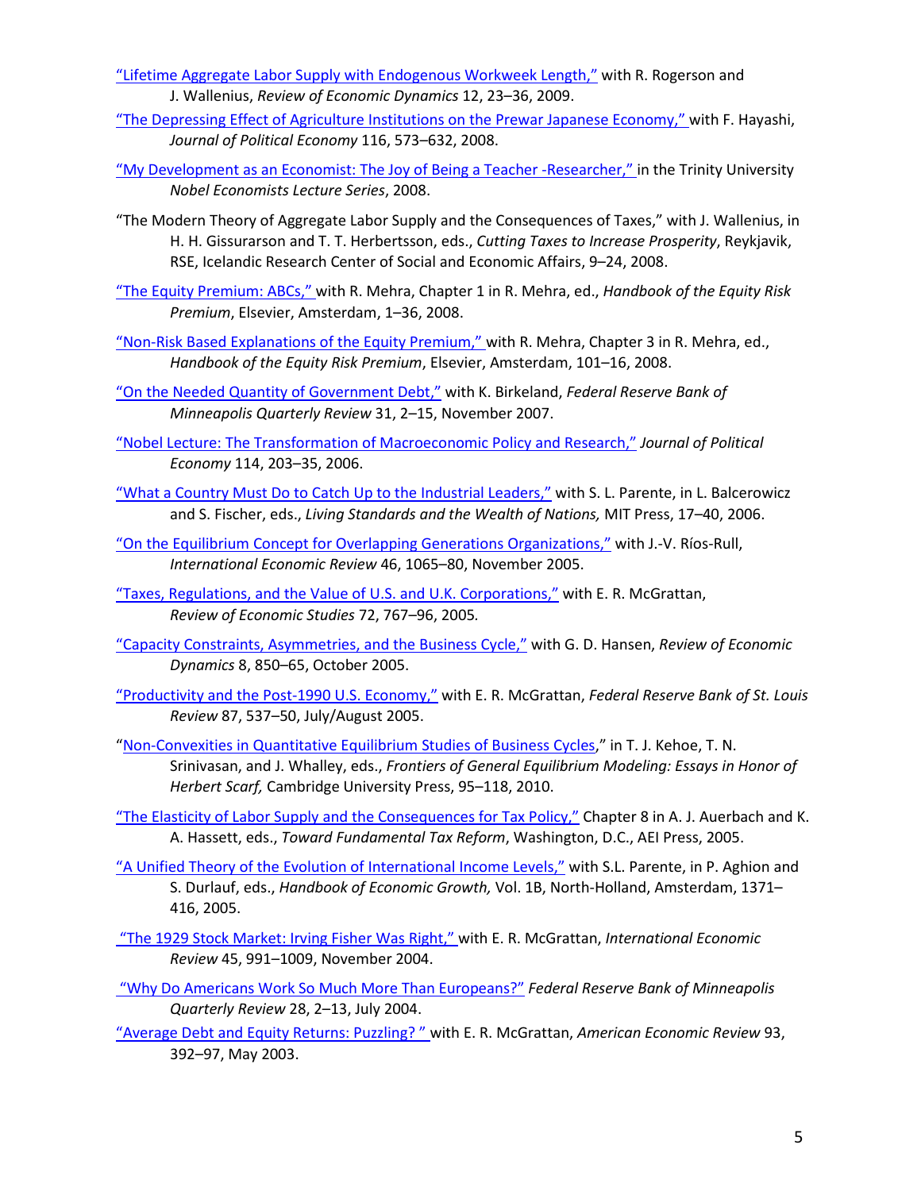"Lifetime Aggregate Labor Supply with Endogenous Workweek Length," with R. Rogerson and J. Wallenius, *Review of Economic Dynamics* 12, 23–36, 2009.

"The Depressing Effect of Agriculture Institutions on the Prewar Japanese Economy," with F. Hayashi, *Journal of Political Economy* 116, 573–632, 2008.

"My Development as an Economist: The Joy of Being a Teacher -Researcher," in the Trinity University *Nobel Economists Lecture Series*, 2008.

"The Modern Theory of Aggregate Labor Supply and the Consequences of Taxes," with J. Wallenius, in H. H. Gissurarson and T. T. Herbertsson, eds., *Cutting Taxes to Increase Prosperity*, Reykjavik, RSE, Icelandic Research Center of Social and Economic Affairs, 9–24, 2008.

"The Equity Premium: ABCs," with R. Mehra, Chapter 1 in R. Mehra, ed., *Handbook of the Equity Risk Premium*, Elsevier, Amsterdam, 1–36, 2008.

"Non-Risk Based Explanations of the Equity Premium," with R. Mehra, Chapter 3 in R. Mehra, ed., *Handbook of the Equity Risk Premium*, Elsevier, Amsterdam, 101–16, 2008.

"On the Needed Quantity of Government Debt," with K. Birkeland, *Federal Reserve Bank of Minneapolis Quarterly Review* 31, 2–15, November 2007.

"Nobel Lecture: The Transformation of Macroeconomic Policy and Research," *Journal of Political Economy* 114, 203–35, 2006.

"What a Country Must Do to Catch Up to the Industrial Leaders," with S. L. Parente, in L. Balcerowicz and S. Fischer, eds., *Living Standards and the Wealth of Nations,* MIT Press, 17–40, 2006.

"On the Equilibrium Concept for Overlapping Generations Organizations," with J.-V. Ríos-Rull, *International Economic Review* 46, 1065–80, November 2005.

"Taxes, Regulations, and the Value of U.S. and U.K. Corporations," with E. R. McGrattan, *Review of Economic Studies* 72, 767–96, 2005.

"Capacity Constraints, Asymmetries, and the Business Cycle," with G. D. Hansen, *Review of Economic Dynamics* 8, 850–65, October 2005.

"Productivity and the Post-1990 U.S. Economy," with E. R. McGrattan, *Federal Reserve Bank of St. Louis Review* 87, 537–50, July/August 2005.

"Non-Convexities in Quantitative Equilibrium Studies of Business Cycles," in T. J. Kehoe, T. N. Srinivasan, and J. Whalley, eds., *Frontiers of General Equilibrium Modeling: Essays in Honor of Herbert Scarf,* Cambridge University Press, 95–118, 2010.

"The Elasticity of Labor Supply and the Consequences for Tax Policy," Chapter 8 in A. J. Auerbach and K. A. Hassett, eds., *Toward Fundamental Tax Reform*, Washington, D.C., AEI Press, 2005.

"A Unified Theory of the Evolution of International Income Levels," with S.L. Parente, in P. Aghion and S. Durlauf, eds., *Handbook of Economic Growth,* Vol. 1B, North-Holland, Amsterdam, 1371–416, 2005.

"The 1929 Stock Market: Irving Fisher Was Right," with E. R. McGrattan, *International Economic Review* 45, 991–1009, November 2004.

"Why Do Americans Work So Much More Than Europeans?" *Federal Reserve Bank of Minneapolis Quarterly Review* 28, 2–13, July 2004.

"Average Debt and Equity Returns: Puzzling? " with E. R. McGrattan, *American Economic Review* 93, 392–97, May 2003.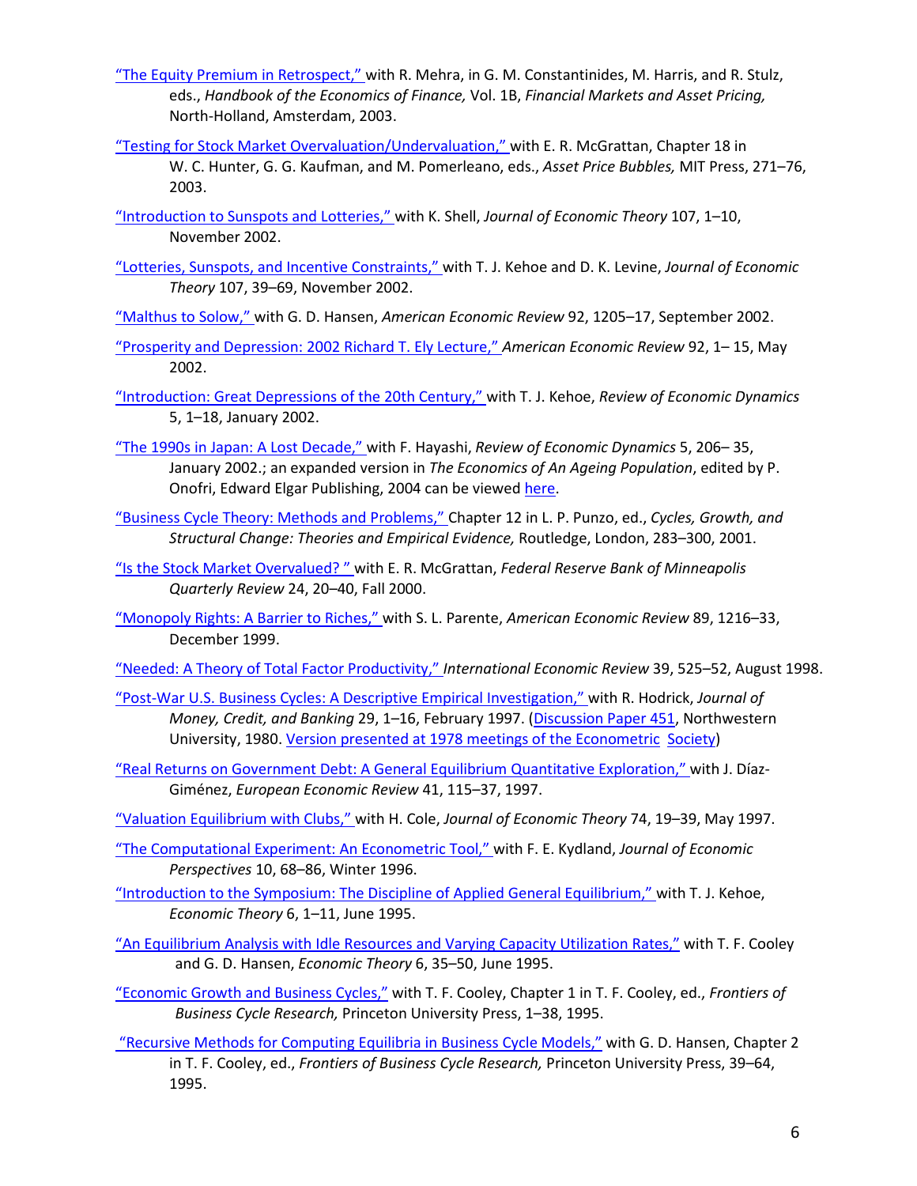"The Equity Premium in Retrospect," with R. Mehra, in G. M. Constantinides, M. Harris, and R. Stulz, eds., *Handbook of the Economics of Finance,* Vol. 1B, *Financial Markets and Asset Pricing,* North-Holland, Amsterdam, 2003.

"Testing for Stock Market Overvaluation/Undervaluation," with E. R. McGrattan, Chapter 18 in W. C. Hunter, G. G. Kaufman, and M. Pomerleano, eds., *Asset Price Bubbles,* MIT Press, 271–76, 2003.

"Introduction to Sunspots and Lotteries," with K. Shell, *Journal of Economic Theory* 107, 1–10, November 2002.

"Lotteries, Sunspots, and Incentive Constraints," with T. J. Kehoe and D. K. Levine, *Journal of Economic Theory* 107, 39–69, November 2002.

"Malthus to Solow," with G. D. Hansen, *American Economic Review* 92, 1205–17, September 2002.

"Prosperity and Depression: 2002 Richard T. Ely Lecture," *American Economic Review* 92, 1– 15, May 2002.

"Introduction: Great Depressions of the 20th Century," with T. J. Kehoe, *Review of Economic Dynamics* 5, 1–18, January 2002.

"The 1990s in Japan: A Lost Decade," with F. Hayashi, *Review of Economic Dynamics* 5, 206– 35, January 2002.; an expanded version in *The Economics of An Ageing Population*, edited by P. Onofri, Edward Elgar Publishing, 2004 can be viewed here.

"Business Cycle Theory: Methods and Problems," Chapter 12 in L. P. Punzo, ed., *Cycles, Growth, and Structural Change: Theories and Empirical Evidence,* Routledge, London, 283–300, 2001.

"Is the Stock Market Overvalued? " with E. R. McGrattan, *Federal Reserve Bank of Minneapolis Quarterly Review* 24, 20–40, Fall 2000.

"Monopoly Rights: A Barrier to Riches," with S. L. Parente, *American Economic Review* 89, 1216–33, December 1999.

"Needed: A Theory of Total Factor Productivity," *International Economic Review* 39, 525–52, August 1998.

"Post-War U.S. Business Cycles: A Descriptive Empirical Investigation," with R. Hodrick, *Journal of Money, Credit, and Banking* 29, 1–16, February 1997. (Discussion Paper 451, Northwestern University, 1980. Version presented at 1978 meetings of the Econometric Society)

"Real Returns on Government Debt: A General Equilibrium Quantitative Exploration," with J. Díaz-Giménez, *European Economic Review* 41, 115–37, 1997.

"Valuation Equilibrium with Clubs," with H. Cole, *Journal of Economic Theory* 74, 19–39, May 1997.

"The Computational Experiment: An Econometric Tool," with F. E. Kydland, *Journal of Economic Perspectives* 10, 68–86, Winter 1996.

"Introduction to the Symposium: The Discipline of Applied General Equilibrium," with T. J. Kehoe, *Economic Theory* 6, 1–11, June 1995.

"An Equilibrium Analysis with Idle Resources and Varying Capacity Utilization Rates," with T. F. Cooley and G. D. Hansen, *Economic Theory* 6, 35–50, June 1995.

"Economic Growth and Business Cycles," with T. F. Cooley, Chapter 1 in T. F. Cooley, ed., *Frontiers of Business Cycle Research,* Princeton University Press, 1–38, 1995.

"Recursive Methods for Computing Equilibria in Business Cycle Models," with G. D. Hansen, Chapter 2 in T. F. Cooley, ed., *Frontiers of Business Cycle Research,* Princeton University Press, 39–64, 1995.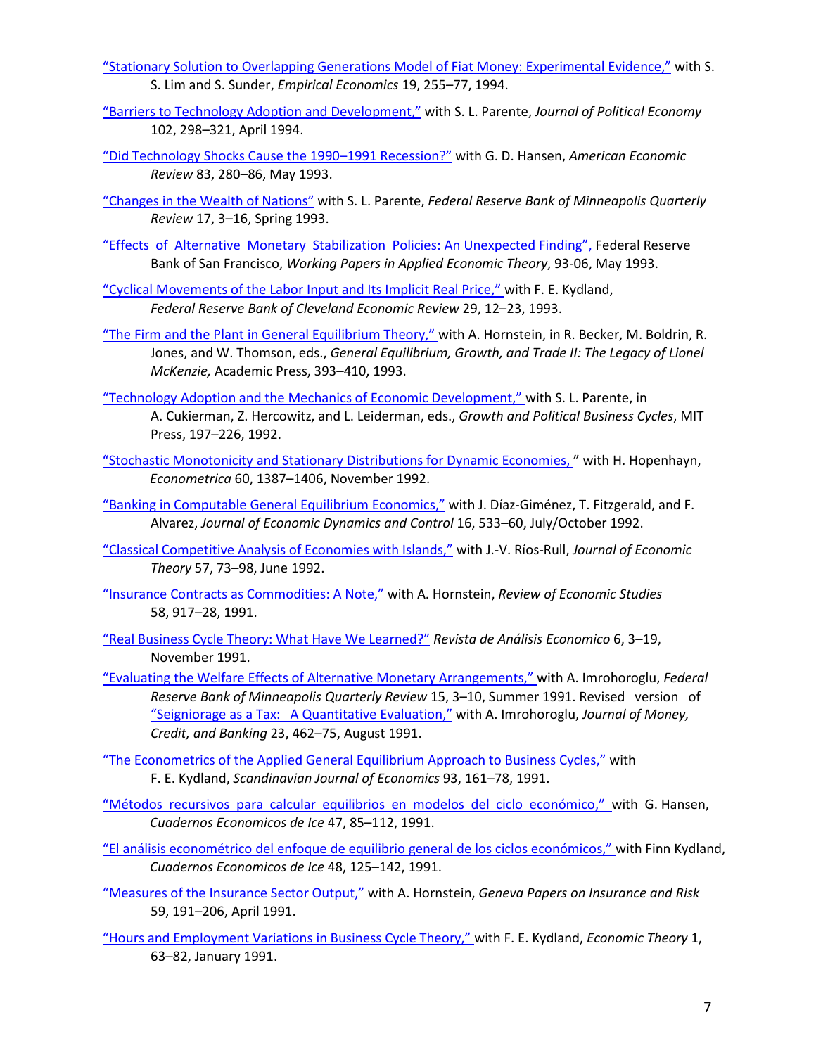"Stationary Solution to Overlapping Generations Model of Fiat Money: Experimental Evidence," with S. S. Lim and S. Sunder, *Empirical Economics* 19, 255–77, 1994.

"Barriers to Technology Adoption and Development," with S. L. Parente, *Journal of Political Economy* 102, 298–321, April 1994.

"Did Technology Shocks Cause the 1990–1991 Recession?" with G. D. Hansen, *American Economic Review* 83, 280–86, May 1993.

"Changes in the Wealth of Nations" with S. L. Parente, *Federal Reserve Bank of Minneapolis Quarterly Review* 17, 3–16, Spring 1993.

"Effects of Alternative Monetary Stabilization Policies: An Unexpected Finding", Federal Reserve Bank of San Francisco, *Working Papers in Applied Economic Theory*, 93-06, May 1993.

"Cyclical Movements of the Labor Input and Its Implicit Real Price," with F. E. Kydland, *Federal Reserve Bank of Cleveland Economic Review* 29, 12–23, 1993.

"The Firm and the Plant in General Equilibrium Theory," with A. Hornstein, in R. Becker, M. Boldrin, R. Jones, and W. Thomson, eds., *General Equilibrium, Growth, and Trade II: The Legacy of Lionel McKenzie,* Academic Press, 393–410, 1993.

"Technology Adoption and the Mechanics of Economic Development," with S. L. Parente, in A. Cukierman, Z. Hercowitz, and L. Leiderman, eds., *Growth and Political Business Cycles*, MIT Press, 197–226, 1992.

"Stochastic Monotonicity and Stationary Distributions for Dynamic Economies, " with H. Hopenhayn, *Econometrica* 60, 1387–1406, November 1992.

"Banking in Computable General Equilibrium Economics," with J. Díaz-Giménez, T. Fitzgerald, and F. Alvarez, *Journal of Economic Dynamics and Control* 16, 533–60, July/October 1992.

"Classical Competitive Analysis of Economies with Islands," with J.-V. Ríos-Rull, *Journal of Economic Theory* 57, 73–98, June 1992.

"Insurance Contracts as Commodities: A Note," with A. Hornstein, *Review of Economic Studies* 58, 917–28, 1991.

"Real Business Cycle Theory: What Have We Learned?" *Revista de Análisis Economico* 6, 3–19, November 1991.

"Evaluating the Welfare Effects of Alternative Monetary Arrangements," with A. Imrohoroglu, *Federal Reserve Bank of Minneapolis Quarterly Review* 15, 3–10, Summer 1991. Revised version of "Seigniorage as a Tax: A Quantitative Evaluation," with A. Imrohoroglu, *Journal of Money, Credit, and Banking* 23, 462–75, August 1991.

"The Econometrics of the Applied General Equilibrium Approach to Business Cycles," with F. E. Kydland, *Scandinavian Journal of Economics* 93, 161–78, 1991.

"Métodos recursivos para calcular equilibrios en modelos del ciclo económico," with G. Hansen, *Cuadernos Economicos de Ice* 47, 85–112, 1991.

"El análisis econométrico del enfoque de equilibrio general de los ciclos económicos," with Finn Kydland, *Cuadernos Economicos de Ice* 48, 125–142, 1991.

"Measures of the Insurance Sector Output," with A. Hornstein, *Geneva Papers on Insurance and Risk* 59, 191–206, April 1991.

"Hours and Employment Variations in Business Cycle Theory," with F. E. Kydland, *Economic Theory* 1, 63–82, January 1991.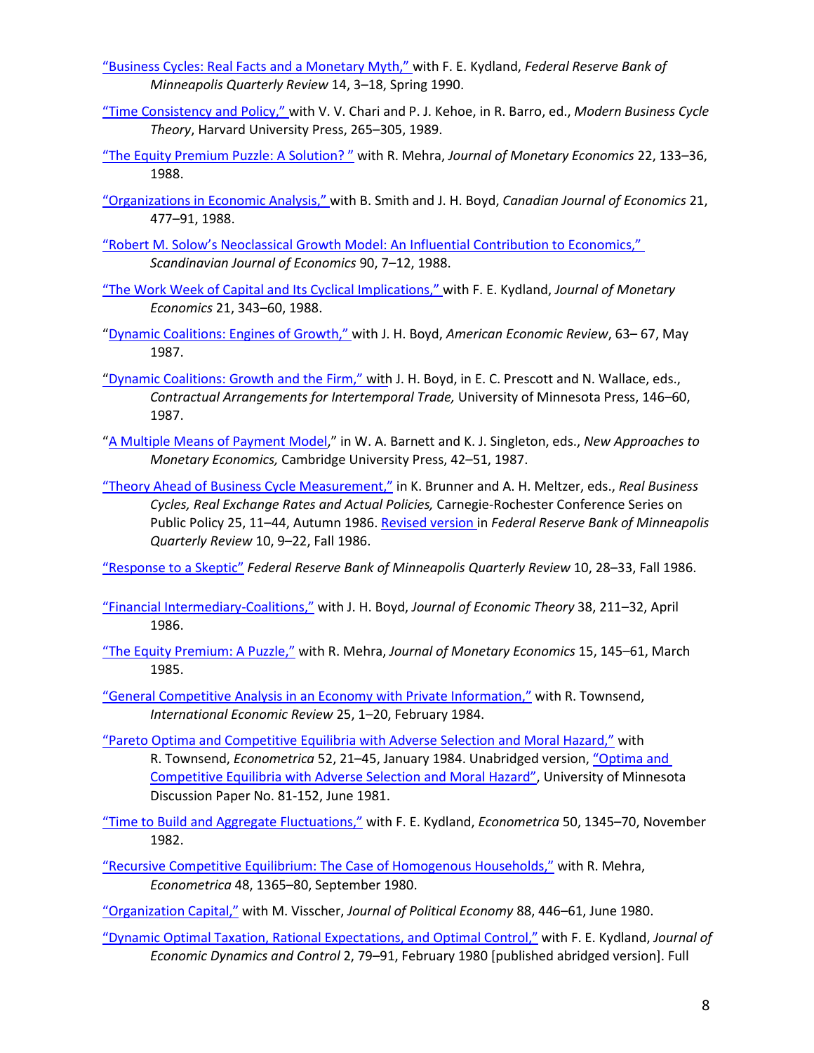"Business Cycles: Real Facts and a Monetary Myth," with F. E. Kydland, *Federal Reserve Bank of Minneapolis Quarterly Review* 14, 3–18, Spring 1990.

"Time Consistency and Policy," with V. V. Chari and P. J. Kehoe, in R. Barro, ed., *Modern Business Cycle Theory*, Harvard University Press, 265–305, 1989.

"The Equity Premium Puzzle: A Solution? " with R. Mehra, *Journal of Monetary Economics* 22, 133–36, 1988.

"Organizations in Economic Analysis," with B. Smith and J. H. Boyd, *Canadian Journal of Economics* 21, 477–91, 1988.

"Robert M. Solow's Neoclassical Growth Model: An Influential Contribution to Economics," *Scandinavian Journal of Economics* 90, 7–12, 1988.

"The Work Week of Capital and Its Cyclical Implications," with F. E. Kydland, *Journal of Monetary Economics* 21, 343–60, 1988.

"Dynamic Coalitions: Engines of Growth," with J. H. Boyd, *American Economic Review*, 63– 67, May 1987.

"Dynamic Coalitions: Growth and the Firm," with J. H. Boyd, in E. C. Prescott and N. Wallace, eds., *Contractual Arrangements for Intertemporal Trade,* University of Minnesota Press, 146–60, 1987.

"A Multiple Means of Payment Model," in W. A. Barnett and K. J. Singleton, eds., *New Approaches to Monetary Economics,* Cambridge University Press, 42–51, 1987.

"Theory Ahead of Business Cycle Measurement," in K. Brunner and A. H. Meltzer, eds., *Real Business Cycles, Real Exchange Rates and Actual Policies,* Carnegie-Rochester Conference Series on Public Policy 25, 11–44, Autumn 1986. Revised version in *Federal Reserve Bank of Minneapolis Quarterly Review* 10, 9–22, Fall 1986.

"Response to a Skeptic" *Federal Reserve Bank of Minneapolis Quarterly Review* 10, 28–33, Fall 1986.

"Financial Intermediary-Coalitions," with J. H. Boyd, *Journal of Economic Theory* 38, 211–32, April 1986.

"The Equity Premium: A Puzzle," with R. Mehra, *Journal of Monetary Economics* 15, 145–61, March 1985.

"General Competitive Analysis in an Economy with Private Information," with R. Townsend, *International Economic Review* 25, 1–20, February 1984.

"Pareto Optima and Competitive Equilibria with Adverse Selection and Moral Hazard," with R. Townsend, *Econometrica* 52, 21–45, January 1984. Unabridged version, "Optima and Competitive Equilibria with Adverse Selection and Moral Hazard", University of Minnesota Discussion Paper No. 81-152, June 1981.

"Time to Build and Aggregate Fluctuations," with F. E. Kydland, *Econometrica* 50, 1345–70, November 1982.

"Recursive Competitive Equilibrium: The Case of Homogenous Households," with R. Mehra, *Econometrica* 48, 1365–80, September 1980.

"Organization Capital," with M. Visscher, *Journal of Political Economy* 88, 446–61, June 1980.

"Dynamic Optimal Taxation, Rational Expectations, and Optimal Control," with F. E. Kydland, *Journal of Economic Dynamics and Control* 2, 79–91, February 1980 [published abridged version]. Full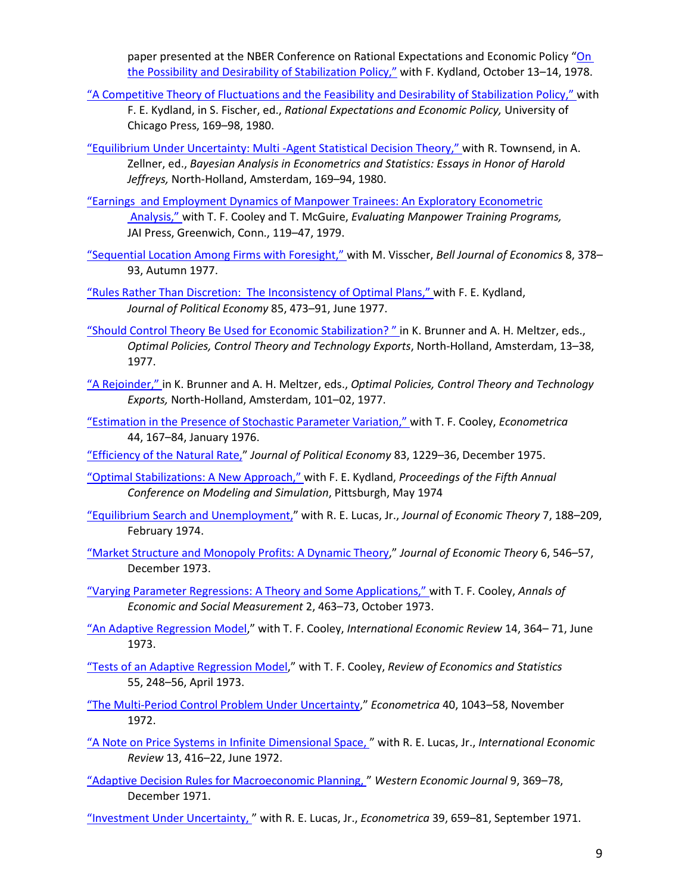paper presented at the NBER Conference on Rational Expectations and Economic Policy "On the Possibility and Desirability of Stabilization Policy," with F. Kydland, October 13–14, 1978.

"A Competitive Theory of Fluctuations and the Feasibility and Desirability of Stabilization Policy," with F. E. Kydland, in S. Fischer, ed., *Rational Expectations and Economic Policy,* University of Chicago Press, 169–98, 1980.

"Equilibrium Under Uncertainty: Multi -Agent Statistical Decision Theory," with R. Townsend, in A. Zellner, ed., *Bayesian Analysis in Econometrics and Statistics: Essays in Honor of Harold Jeffreys,* North-Holland, Amsterdam, 169–94, 1980.

"Earnings and Employment Dynamics of Manpower Trainees: An Exploratory Econometric Analysis," with T. F. Cooley and T. McGuire, *Evaluating Manpower Training Programs,* JAI Press, Greenwich, Conn., 119–47, 1979.

"Sequential Location Among Firms with Foresight," with M. Visscher, *Bell Journal of Economics* 8, 378–93, Autumn 1977.

"Rules Rather Than Discretion: The Inconsistency of Optimal Plans," with F. E. Kydland, *Journal of Political Economy* 85, 473–91, June 1977.

"Should Control Theory Be Used for Economic Stabilization? " in K. Brunner and A. H. Meltzer, eds., *Optimal Policies, Control Theory and Technology Exports*, North-Holland, Amsterdam, 13–38, 1977.

"A Rejoinder," in K. Brunner and A. H. Meltzer, eds., *Optimal Policies, Control Theory and Technology Exports,* North-Holland, Amsterdam, 101–02, 1977.

"Estimation in the Presence of Stochastic Parameter Variation," with T. F. Cooley, *Econometrica* 44, 167–84, January 1976.

"Efficiency of the Natural Rate," *Journal of Political Economy* 83, 1229–36, December 1975.

"Optimal Stabilizations: A New Approach," with F. E. Kydland, *Proceedings of the Fifth Annual Conference on Modeling and Simulation*, Pittsburgh, May 1974

"Equilibrium Search and Unemployment," with R. E. Lucas, Jr., *Journal of Economic Theory* 7, 188–209, February 1974.

"Market Structure and Monopoly Profits: A Dynamic Theory," *Journal of Economic Theory* 6, 546–57, December 1973.

"Varying Parameter Regressions: A Theory and Some Applications," with T. F. Cooley, *Annals of Economic and Social Measurement* 2, 463–73, October 1973.

"An Adaptive Regression Model," with T. F. Cooley, *International Economic Review* 14, 364– 71, June 1973.

"Tests of an Adaptive Regression Model," with T. F. Cooley, *Review of Economics and Statistics* 55, 248–56, April 1973.

"The Multi-Period Control Problem Under Uncertainty," *Econometrica* 40, 1043–58, November 1972.

"A Note on Price Systems in Infinite Dimensional Space, " with R. E. Lucas, Jr., *International Economic Review* 13, 416–22, June 1972.

"Adaptive Decision Rules for Macroeconomic Planning, " *Western Economic Journal* 9, 369–78, December 1971.

"Investment Under Uncertainty, " with R. E. Lucas, Jr., *Econometrica* 39, 659–81, September 1971.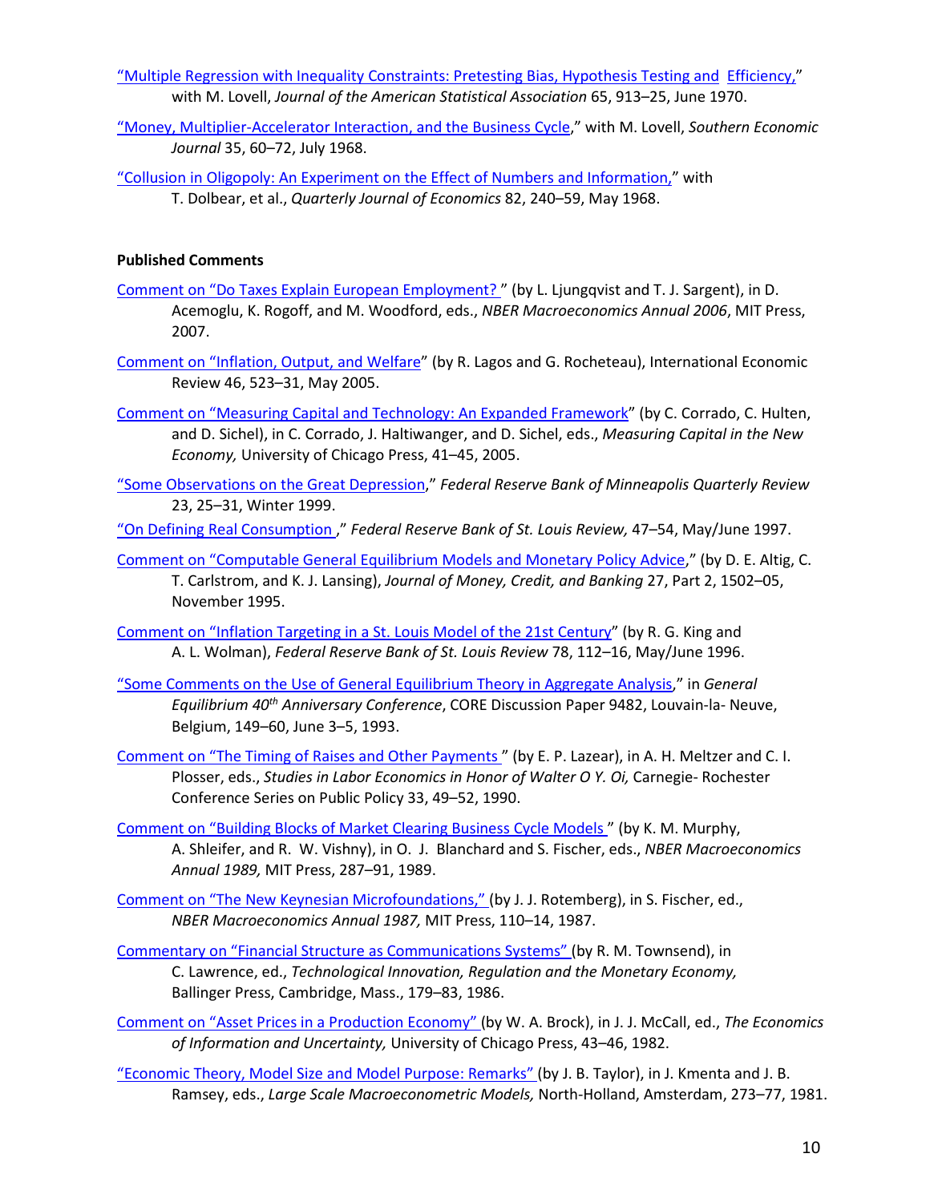"Multiple Regression with Inequality Constraints: Pretesting Bias, Hypothesis Testing and Efficiency," with M. Lovell, *Journal of the American Statistical Association* 65, 913–25, June 1970.

"Money, Multiplier-Accelerator Interaction, and the Business Cycle," with M. Lovell, *Southern Economic Journal* 35, 60–72, July 1968.

"Collusion in Oligopoly: An Experiment on the Effect of Numbers and Information," with T. Dolbear, et al., *Quarterly Journal of Economics* 82, 240–59, May 1968.

**Published Comments**

Comment on "Do Taxes Explain European Employment?" (by L. Ljungqvist and T. J. Sargent), in D. Acemoglu, K. Rogoff, and M. Woodford, eds., *NBER Macroeconomics Annual 2006*, MIT Press, 2007.

Comment on "Inflation, Output, and Welfare" (by R. Lagos and G. Rocheteau), International Economic Review 46, 523–31, May 2005.

Comment on "Measuring Capital and Technology: An Expanded Framework" (by C. Corrado, C. Hulten, and D. Sichel), in C. Corrado, J. Haltiwanger, and D. Sichel, eds., *Measuring Capital in the New Economy,* University of Chicago Press, 41–45, 2005.

"Some Observations on the Great Depression," *Federal Reserve Bank of Minneapolis Quarterly Review* 23, 25–31, Winter 1999.

"On Defining Real Consumption," *Federal Reserve Bank of St. Louis Review,* 47–54, May/June 1997.

Comment on "Computable General Equilibrium Models and Monetary Policy Advice," (by D. E. Altig, C. T. Carlstrom, and K. J. Lansing), *Journal of Money, Credit, and Banking* 27, Part 2, 1502–05, November 1995.

Comment on "Inflation Targeting in a St. Louis Model of the 21st Century" (by R. G. King and A. L. Wolman), *Federal Reserve Bank of St. Louis Review* 78, 112–16, May/June 1996.

"Some Comments on the Use of General Equilibrium Theory in Aggregate Analysis," in *General Equilibrium 40th Anniversary Conference*, CORE Discussion Paper 9482, Louvain-la- Neuve, Belgium, 149–60, June 3–5, 1993.

Comment on "The Timing of Raises and Other Payments" (by E. P. Lazear), in A. H. Meltzer and C. I. Plosser, eds., *Studies in Labor Economics in Honor of Walter O Y. Oi,* Carnegie- Rochester Conference Series on Public Policy 33, 49–52, 1990.

Comment on "Building Blocks of Market Clearing Business Cycle Models" (by K. M. Murphy, A. Shleifer, and R. W. Vishny), in O. J. Blanchard and S. Fischer, eds., *NBER Macroeconomics Annual 1989,* MIT Press, 287–91, 1989.

Comment on "The New Keynesian Microfoundations," (by J. J. Rotemberg), in S. Fischer, ed., *NBER Macroeconomics Annual 1987,* MIT Press, 110–14, 1987.

Commentary on "Financial Structure as Communications Systems" (by R. M. Townsend), in C. Lawrence, ed., *Technological Innovation, Regulation and the Monetary Economy,* Ballinger Press, Cambridge, Mass., 179–83, 1986.

Comment on "Asset Prices in a Production Economy" (by W. A. Brock), in J. J. McCall, ed., *The Economics of Information and Uncertainty,* University of Chicago Press, 43–46, 1982.

"Economic Theory, Model Size and Model Purpose: Remarks" (by J. B. Taylor), in J. Kmenta and J. B. Ramsey, eds., *Large Scale Macroeconometric Models,* North-Holland, Amsterdam, 273–77, 1981.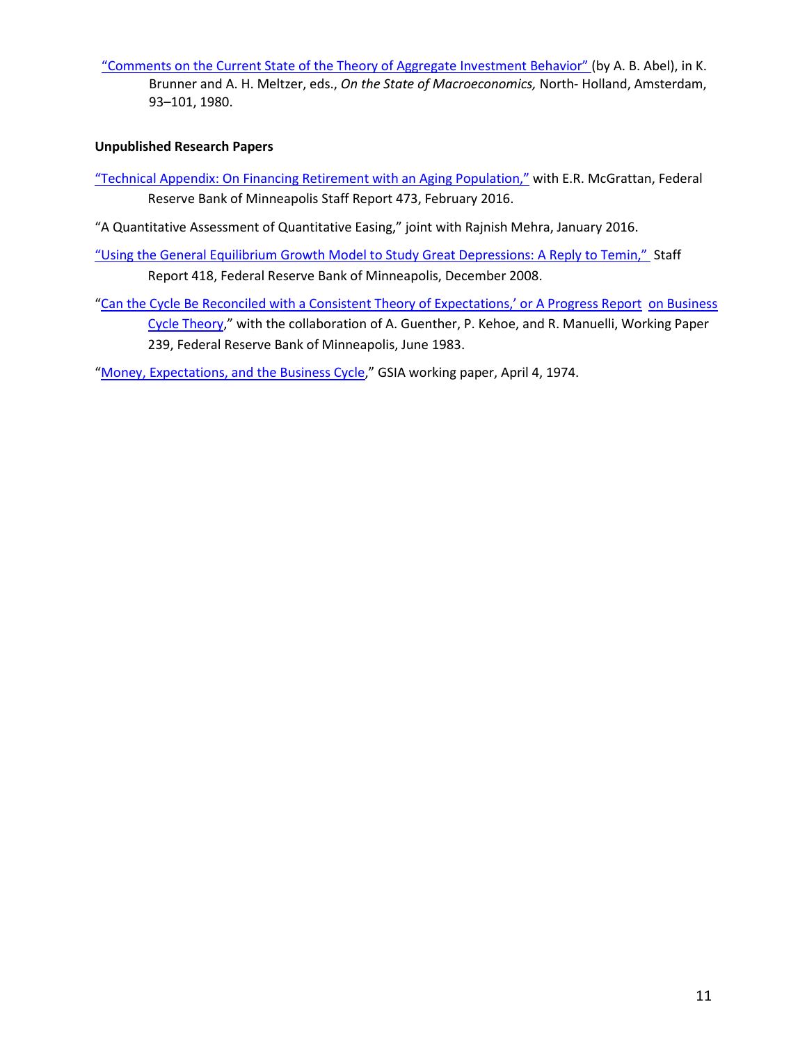"Comments on the Current State of the Theory of Aggregate Investment Behavior" (by A. B. Abel), in K. Brunner and A. H. Meltzer, eds., *On the State of Macroeconomics,* North- Holland, Amsterdam, 93–101, 1980.

**Unpublished Research Papers**

"Technical Appendix: On Financing Retirement with an Aging Population," with E.R. McGrattan, Federal Reserve Bank of Minneapolis Staff Report 473, February 2016.

"A Quantitative Assessment of Quantitative Easing," joint with Rajnish Mehra, January 2016.

"Using the General Equilibrium Growth Model to Study Great Depressions: A Reply to Temin," Staff Report 418, Federal Reserve Bank of Minneapolis, December 2008.

"Can the Cycle Be Reconciled with a Consistent Theory of Expectations,' or A Progress Report on Business Cycle Theory," with the collaboration of A. Guenther, P. Kehoe, and R. Manuelli, Working Paper 239, Federal Reserve Bank of Minneapolis, June 1983.

"Money, Expectations, and the Business Cycle," GSIA working paper, April 4, 1974.